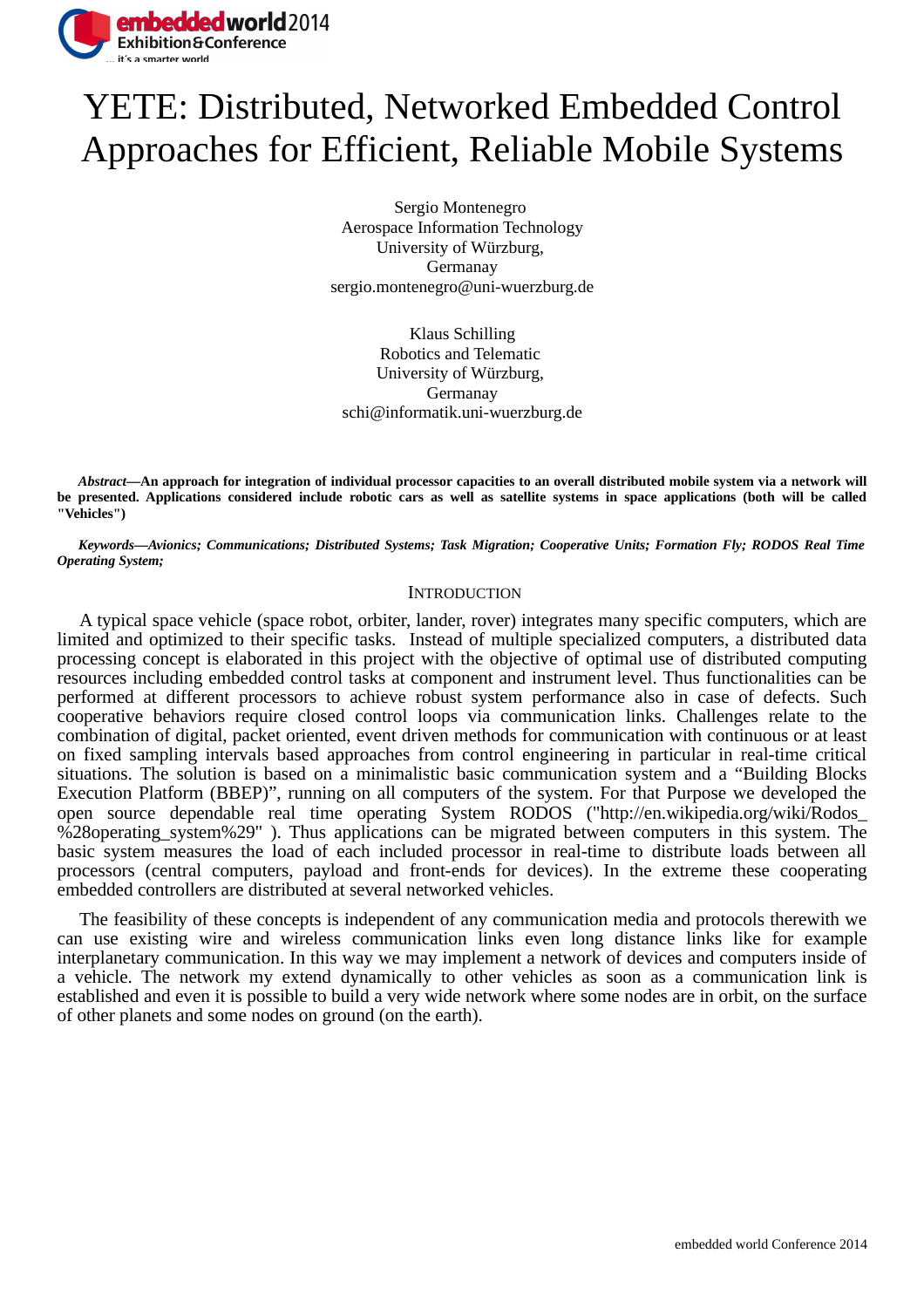# YETE: Distributed, Networked Embedded Control Approaches for Efficient, Reliable Mobile Systems

Sergio Montenegro
Aerospace Information Technology
University of Würzburg,
Germanay
sergio.montenegro@uni-wuerzburg.de

Klaus Schilling
Robotics and Telematic
University of Würzburg,
Germanay
schi@informatik.uni-wuerzburg.de

***Abstract*—An approach for integration of individual processor capacities to an overall distributed mobile system via a network will be presented. Applications considered include robotic cars as well as satellite systems in space applications (both will be called "Vehicles")**

***Keywords*—Avionics; Communications; Distributed Systems; Task Migration; Cooperative Units; Formation Fly; RODOS Real Time Operating System;**

## Introduction

A typical space vehicle (space robot, orbiter, lander, rover) integrates many specific computers, which are limited and optimized to their specific tasks. Instead of multiple specialized computers, a distributed data processing concept is elaborated in this project with the objective of optimal use of distributed computing resources including embedded control tasks at component and instrument level. Thus functionalities can be performed at different processors to achieve robust system performance also in case of defects. Such cooperative behaviors require closed control loops via communication links. Challenges relate to the combination of digital, packet oriented, event driven methods for communication with continuous or at least on fixed sampling intervals based approaches from control engineering in particular in real-time critical situations. The solution is based on a minimalistic basic communication system and a "Building Blocks Execution Platform (BBEP)", running on all computers of the system. For that Purpose we developed the open source dependable real time operating System RODOS ("http://en.wikipedia.org/wiki/Rodos_%28operating_system%29" ). Thus applications can be migrated between computers in this system. The basic system measures the load of each included processor in real-time to distribute loads between all processors (central computers, payload and front-ends for devices). In the extreme these cooperating embedded controllers are distributed at several networked vehicles.

The feasibility of these concepts is independent of any communication media and protocols therewith we can use existing wire and wireless communication links even long distance links like for example interplanetary communication. In this way we may implement a network of devices and computers inside of a vehicle. The network my extend dynamically to other vehicles as soon as a communication link is established and even it is possible to build a very wide network where some nodes are in orbit, on the surface of other planets and some nodes on ground (on the earth).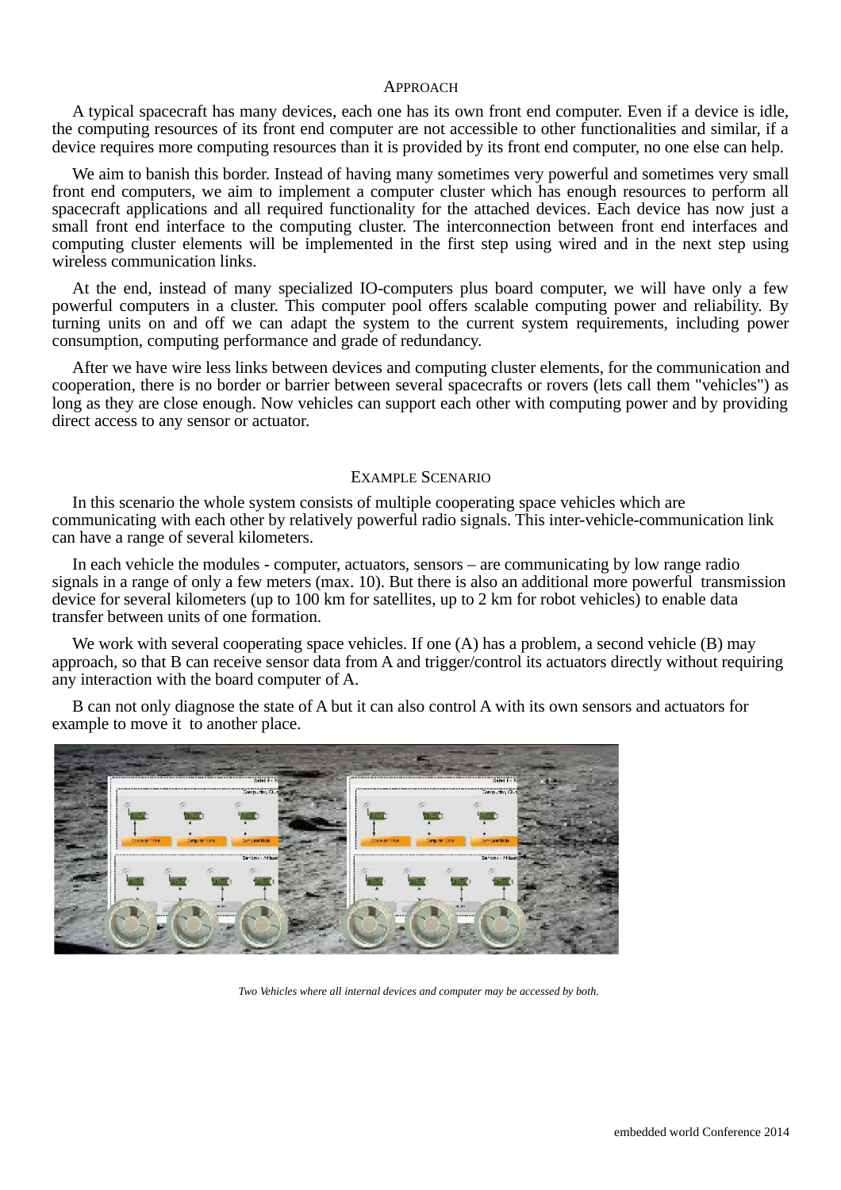## Approach

A typical spacecraft has many devices, each one has its own front end computer. Even if a device is idle, the computing resources of its front end computer are not accessible to other functionalities and similar, if a device requires more computing resources than it is provided by its front end computer, no one else can help.

We aim to banish this border. Instead of having many sometimes very powerful and sometimes very small front end computers, we aim to implement a computer cluster which has enough resources to perform all spacecraft applications and all required functionality for the attached devices. Each device has now just a small front end interface to the computing cluster. The interconnection between front end interfaces and computing cluster elements will be implemented in the first step using wired and in the next step using wireless communication links.

At the end, instead of many specialized IO-computers plus board computer, we will have only a few powerful computers in a cluster. This computer pool offers scalable computing power and reliability. By turning units on and off we can adapt the system to the current system requirements, including power consumption, computing performance and grade of redundancy.

After we have wire less links between devices and computing cluster elements, for the communication and cooperation, there is no border or barrier between several spacecrafts or rovers (lets call them "vehicles") as long as they are close enough. Now vehicles can support each other with computing power and by providing direct access to any sensor or actuator.

## Example Scenario

In this scenario the whole system consists of multiple cooperating space vehicles which are communicating with each other by relatively powerful radio signals. This inter-vehicle-communication link can have a range of several kilometers.

In each vehicle the modules - computer, actuators, sensors – are communicating by low range radio signals in a range of only a few meters (max. 10). But there is also an additional more powerful transmission device for several kilometers (up to 100 km for satellites, up to 2 km for robot vehicles) to enable data transfer between units of one formation.

We work with several cooperating space vehicles. If one (A) has a problem, a second vehicle (B) may approach, so that B can receive sensor data from A and trigger/control its actuators directly without requiring any interaction with the board computer of A.

B can not only diagnose the state of A but it can also control A with its own sensors and actuators for example to move it to another place.

*Two Vehicles where all internal devices and computer may be accessed by both.*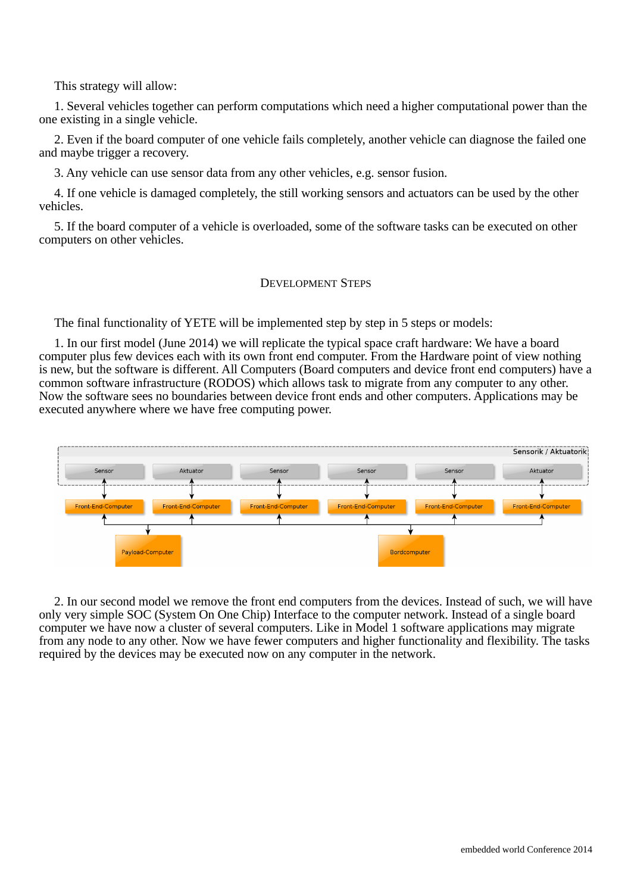This strategy will allow:

1. Several vehicles together can perform computations which need a higher computational power than the one existing in a single vehicle.

2. Even if the board computer of one vehicle fails completely, another vehicle can diagnose the failed one and maybe trigger a recovery.

3. Any vehicle can use sensor data from any other vehicles, e.g. sensor fusion.

4. If one vehicle is damaged completely, the still working sensors and actuators can be used by the other vehicles.

5. If the board computer of a vehicle is overloaded, some of the software tasks can be executed on other computers on other vehicles.

## Development Steps

The final functionality of YETE will be implemented step by step in 5 steps or models:

1. In our first model (June 2014) we will replicate the typical space craft hardware: We have a board computer plus few devices each with its own front end computer. From the Hardware point of view nothing is new, but the software is different. All Computers (Board computers and device front end computers) have a common software infrastructure (RODOS) which allows task to migrate from any computer to any other. Now the software sees no boundaries between device front ends and other computers. Applications may be executed anywhere where we have free computing power.

2. In our second model we remove the front end computers from the devices. Instead of such, we will have only very simple SOC (System On One Chip) Interface to the computer network. Instead of a single board computer we have now a cluster of several computers. Like in Model 1 software applications may migrate from any node to any other. Now we have fewer computers and higher functionality and flexibility. The tasks required by the devices may be executed now on any computer in the network.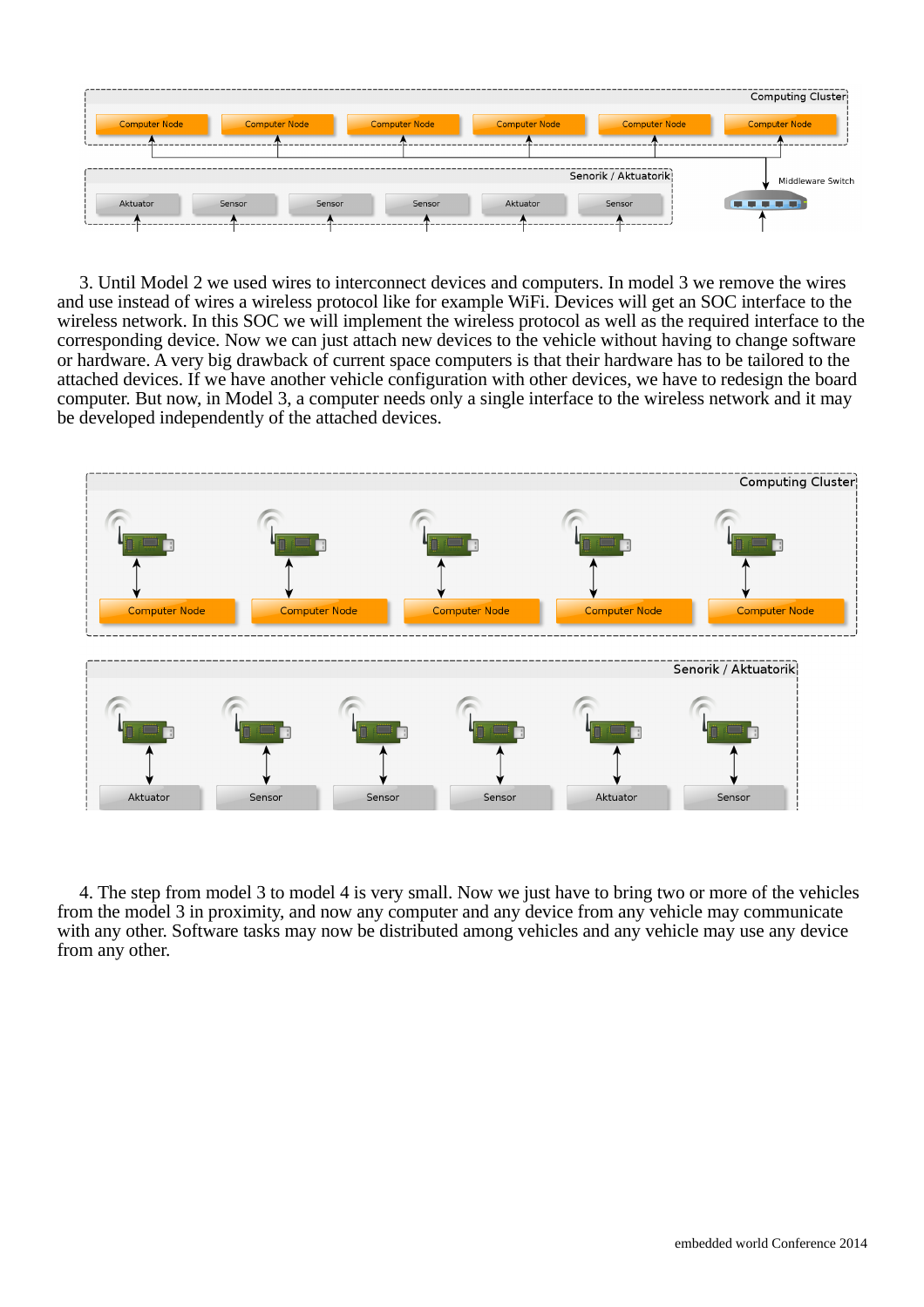3. Until Model 2 we used wires to interconnect devices and computers. In model 3 we remove the wires and use instead of wires a wireless protocol like for example WiFi. Devices will get an SOC interface to the wireless network. In this SOC we will implement the wireless protocol as well as the required interface to the corresponding device. Now we can just attach new devices to the vehicle without having to change software or hardware. A very big drawback of current space computers is that their hardware has to be tailored to the attached devices. If we have another vehicle configuration with other devices, we have to redesign the board computer. But now, in Model 3, a computer needs only a single interface to the wireless network and it may be developed independently of the attached devices.

4. The step from model 3 to model 4 is very small. Now we just have to bring two or more of the vehicles from the model 3 in proximity, and now any computer and any device from any vehicle may communicate with any other. Software tasks may now be distributed among vehicles and any vehicle may use any device from any other.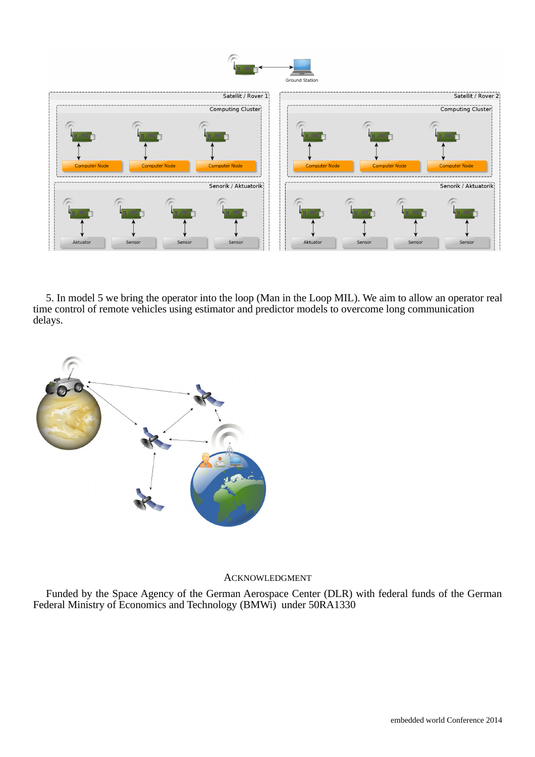Ground Station

Satellit / Rover 1

Computing Cluster

Computer Node

Computer Node

Computer Node

Senorik / Aktuatorik

Aktuator

Sensor

Sensor

Sensor

Satellit / Rover 2

Computing Cluster

Computer Node

Computer Node

Computer Node

Senorik / Aktuatorik

Aktuator

Sensor

Sensor

Sensor

5. In model 5 we bring the operator into the loop (Man in the Loop MIL). We aim to allow an operator real time control of remote vehicles using estimator and predictor models to overcome long communication delays.

## ACKNOWLEDGMENT

Funded by the Space Agency of the German Aerospace Center (DLR) with federal funds of the German Federal Ministry of Economics and Technology (BMWi) under 50RA1330